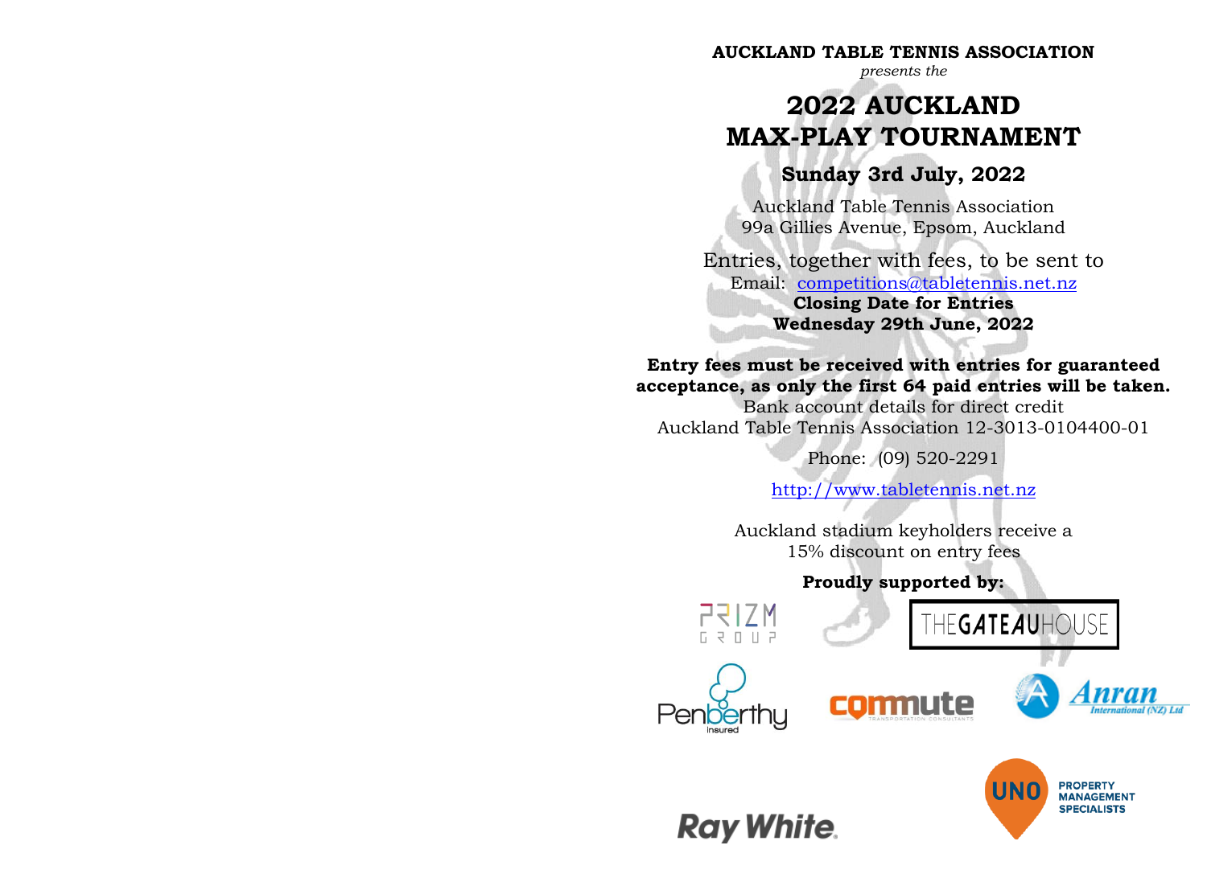**AUCKLAND TABLE TENNIS ASSOCIATION**

*presents the*

# 2022 AUCKLAND MAX-PLAY TOURNAMENT

## Sunday 3rd July, 2022

Auckland Table Tennis Association
99a Gillies Avenue, Epsom, Auckland

Entries, together with fees, to be sent to
Email: competitions@tabletennis.net.nz
**Closing Date for Entries**
**Wednesday 29th June, 2022**

**Entry fees must be received with entries for guaranteed acceptance, as only the first 64 paid entries will be taken.**
Bank account details for direct credit
Auckland Table Tennis Association 12-3013-0104400-01

Phone: (09) 520-2291

http://www.tabletennis.net.nz

Auckland stadium keyholders receive a 15% discount on entry fees

**Proudly supported by:**

PRIZM GROUP

THE GATEAU HOUSE

Penberthy insured

commute TRANSPORTATION CONSULTANTS

Anran International (NZ) Ltd

UNO PROPERTY MANAGEMENT SPECIALISTS

Ray White.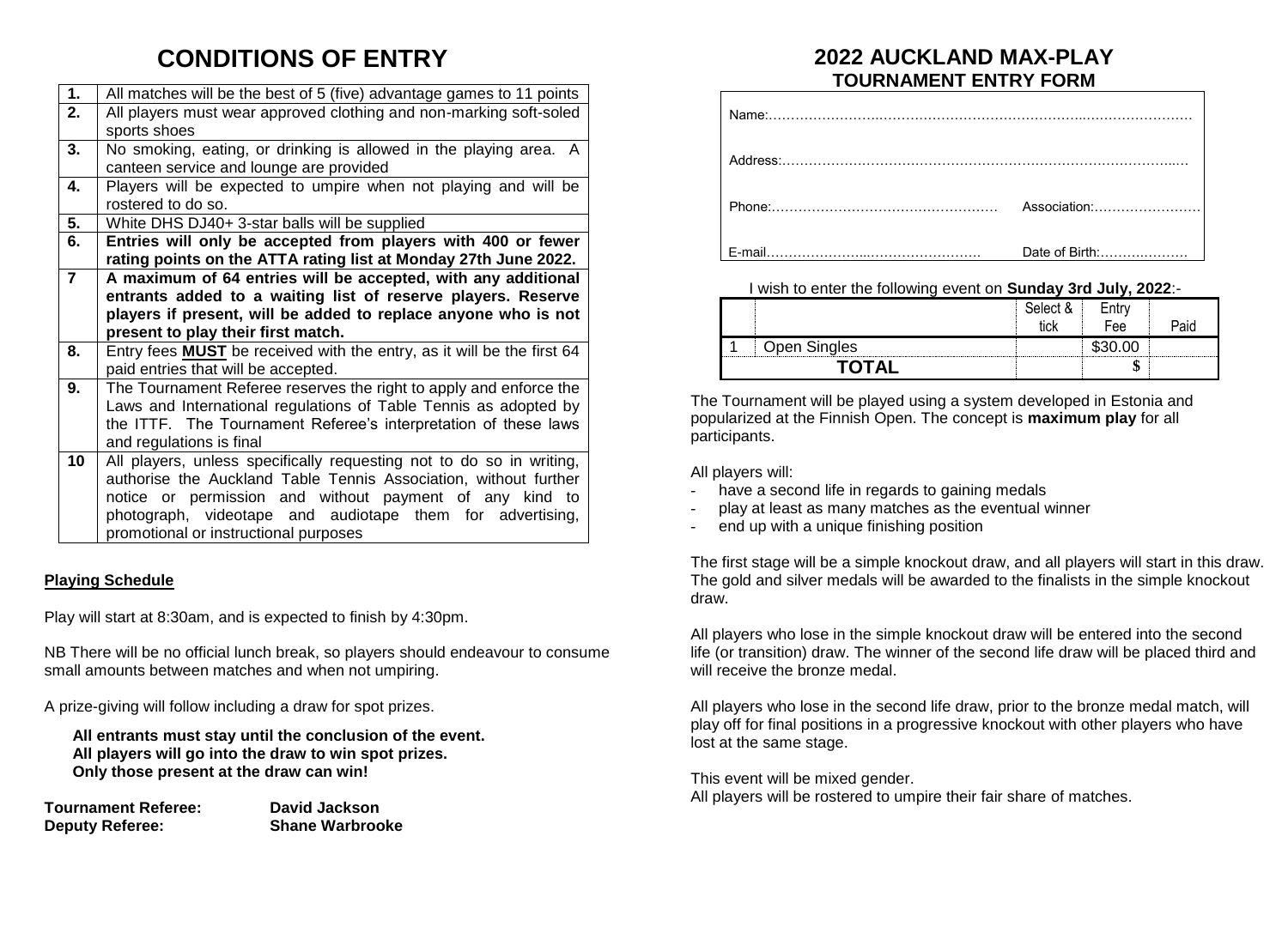# CONDITIONS OF ENTRY

| | |
|---|---|
| **1.** | All matches will be the best of 5 (five) advantage games to 11 points |
| **2.** | All players must wear approved clothing and non-marking soft-soled sports shoes |
| **3.** | No smoking, eating, or drinking is allowed in the playing area. A canteen service and lounge are provided |
| **4.** | Players will be expected to umpire when not playing and will be rostered to do so. |
| **5.** | White DHS DJ40+ 3-star balls will be supplied |
| **6.** | **Entries will only be accepted from players with 400 or fewer rating points on the ATTA rating list at Monday 27th June 2022.** |
| **7** | **A maximum of 64 entries will be accepted, with any additional entrants added to a waiting list of reserve players. Reserve players if present, will be added to replace anyone who is not present to play their first match.** |
| **8.** | Entry fees **MUST** be received with the entry, as it will be the first 64 paid entries that will be accepted. |
| **9.** | The Tournament Referee reserves the right to apply and enforce the Laws and International regulations of Table Tennis as adopted by the ITTF. The Tournament Referee's interpretation of these laws and regulations is final |
| **10** | All players, unless specifically requesting not to do so in writing, authorise the Auckland Table Tennis Association, without further notice or permission and without payment of any kind to photograph, videotape and audiotape them for advertising, promotional or instructional purposes |

**Playing Schedule**

Play will start at 8:30am, and is expected to finish by 4:30pm.

NB There will be no official lunch break, so players should endeavour to consume small amounts between matches and when not umpiring.

A prize-giving will follow including a draw for spot prizes.

**All entrants must stay until the conclusion of the event.**
**All players will go into the draw to win spot prizes.**
**Only those present at the draw can win!**

**Tournament Referee:** **David Jackson**
**Deputy Referee:** **Shane Warbrooke**

## 2022 AUCKLAND MAX-PLAY
### TOURNAMENT ENTRY FORM

Name:……………………………………………………………………………………

Address:…………………………………………………………………………………

Phone:…………………………………………… Association:……………………

E-mail…………………………………………… Date of Birth:………………

I wish to enter the following event on **Sunday 3rd July, 2022**:-

| | | Select & tick | Entry Fee | Paid |
|---|---|---|---|---|
| 1 | Open Singles | | $30.00 | |
| | **TOTAL** | | $ | |

The Tournament will be played using a system developed in Estonia and popularized at the Finnish Open. The concept is **maximum play** for all participants.

All players will:

- have a second life in regards to gaining medals
- play at least as many matches as the eventual winner
- end up with a unique finishing position

The first stage will be a simple knockout draw, and all players will start in this draw. The gold and silver medals will be awarded to the finalists in the simple knockout draw.

All players who lose in the simple knockout draw will be entered into the second life (or transition) draw. The winner of the second life draw will be placed third and will receive the bronze medal.

All players who lose in the second life draw, prior to the bronze medal match, will play off for final positions in a progressive knockout with other players who have lost at the same stage.

This event will be mixed gender.
All players will be rostered to umpire their fair share of matches.